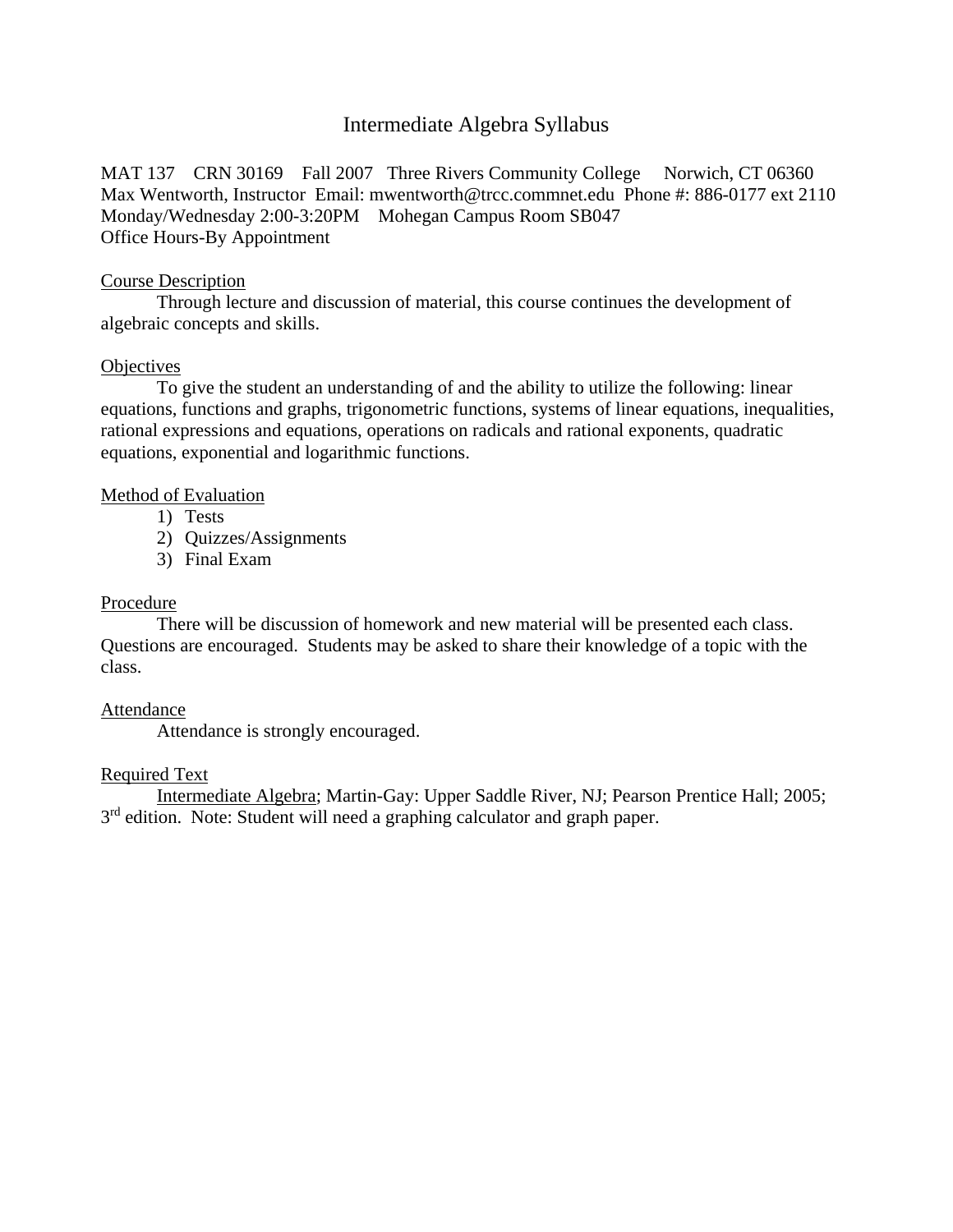# Intermediate Algebra Syllabus

MAT 137    CRN 30169    Fall 2007   Three Rivers Community College     Norwich, CT 06360
Max Wentworth, Instructor  Email: mwentworth@trcc.commnet.edu  Phone #: 886-0177 ext 2110
Monday/Wednesday 2:00-3:20PM    Mohegan Campus Room SB047
Office Hours-By Appointment

## Course Description

Through lecture and discussion of material, this course continues the development of algebraic concepts and skills.

## Objectives

To give the student an understanding of and the ability to utilize the following: linear equations, functions and graphs, trigonometric functions, systems of linear equations, inequalities, rational expressions and equations, operations on radicals and rational exponents, quadratic equations, exponential and logarithmic functions.

## Method of Evaluation

1) Tests
2) Quizzes/Assignments
3) Final Exam

## Procedure

There will be discussion of homework and new material will be presented each class. Questions are encouraged. Students may be asked to share their knowledge of a topic with the class.

## Attendance

Attendance is strongly encouraged.

## Required Text

Intermediate Algebra; Martin-Gay: Upper Saddle River, NJ; Pearson Prentice Hall; 2005; 3rd edition. Note: Student will need a graphing calculator and graph paper.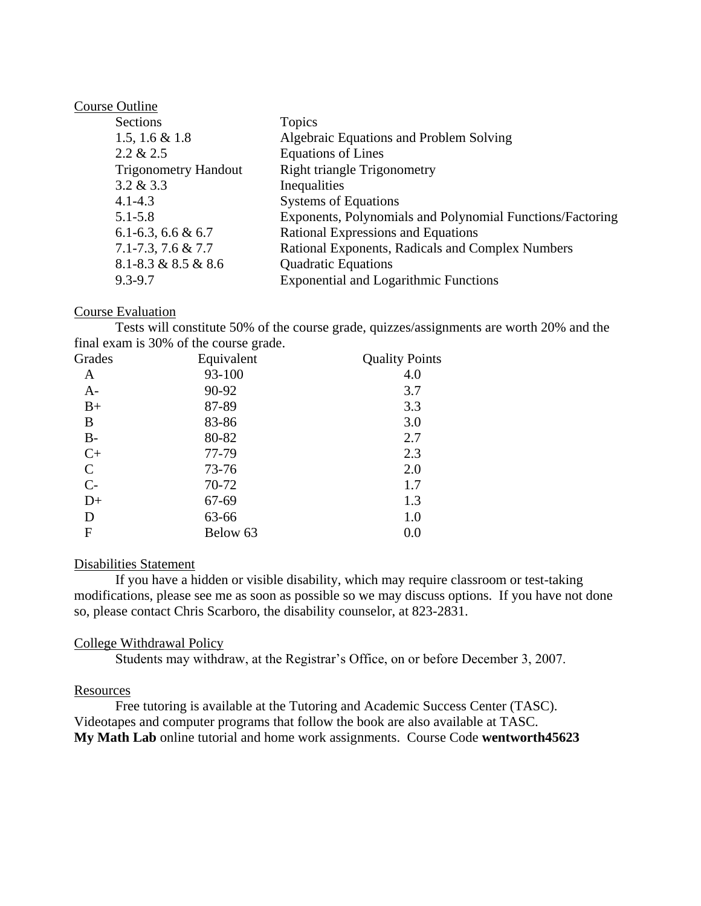Course Outline

| Sections | Topics |
|---|---|
| 1.5, 1.6 & 1.8 | Algebraic Equations and Problem Solving |
| 2.2 & 2.5 | Equations of Lines |
| Trigonometry Handout | Right triangle Trigonometry |
| 3.2 & 3.3 | Inequalities |
| 4.1-4.3 | Systems of Equations |
| 5.1-5.8 | Exponents, Polynomials and Polynomial Functions/Factoring |
| 6.1-6.3, 6.6 & 6.7 | Rational Expressions and Equations |
| 7.1-7.3, 7.6 & 7.7 | Rational Exponents, Radicals and Complex Numbers |
| 8.1-8.3 & 8.5 & 8.6 | Quadratic Equations |
| 9.3-9.7 | Exponential and Logarithmic Functions |

Course Evaluation

Tests will constitute 50% of the course grade, quizzes/assignments are worth 20% and the final exam is 30% of the course grade.

| Grades | Equivalent | Quality Points |
|---|---|---|
| A | 93-100 | 4.0 |
| A- | 90-92 | 3.7 |
| B+ | 87-89 | 3.3 |
| B | 83-86 | 3.0 |
| B- | 80-82 | 2.7 |
| C+ | 77-79 | 2.3 |
| C | 73-76 | 2.0 |
| C- | 70-72 | 1.7 |
| D+ | 67-69 | 1.3 |
| D | 63-66 | 1.0 |
| F | Below 63 | 0.0 |

Disabilities Statement

If you have a hidden or visible disability, which may require classroom or test-taking modifications, please see me as soon as possible so we may discuss options. If you have not done so, please contact Chris Scarboro, the disability counselor, at 823-2831.

College Withdrawal Policy

Students may withdraw, at the Registrar's Office, on or before December 3, 2007.

Resources

Free tutoring is available at the Tutoring and Academic Success Center (TASC). Videotapes and computer programs that follow the book are also available at TASC.
**My Math Lab** online tutorial and home work assignments. Course Code **wentworth45623**